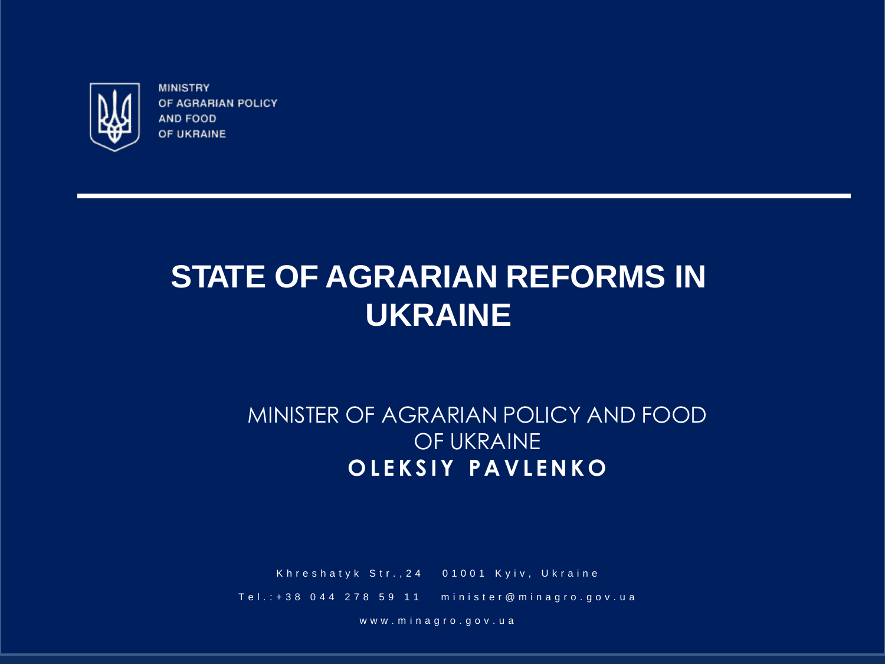MINISTRY
OF AGRARIAN POLICY
AND FOOD
OF UKRAINE

# STATE OF AGRARIAN REFORMS IN UKRAINE

MINISTER OF AGRARIAN POLICY AND FOOD OF UKRAINE
**OLEKSIY PAVLENKO**

Khreshatyk Str.,24 01001 Kyiv, Ukraine

Tel.:+38 044 278 59 11 minister@minagro.gov.ua

www.minagro.gov.ua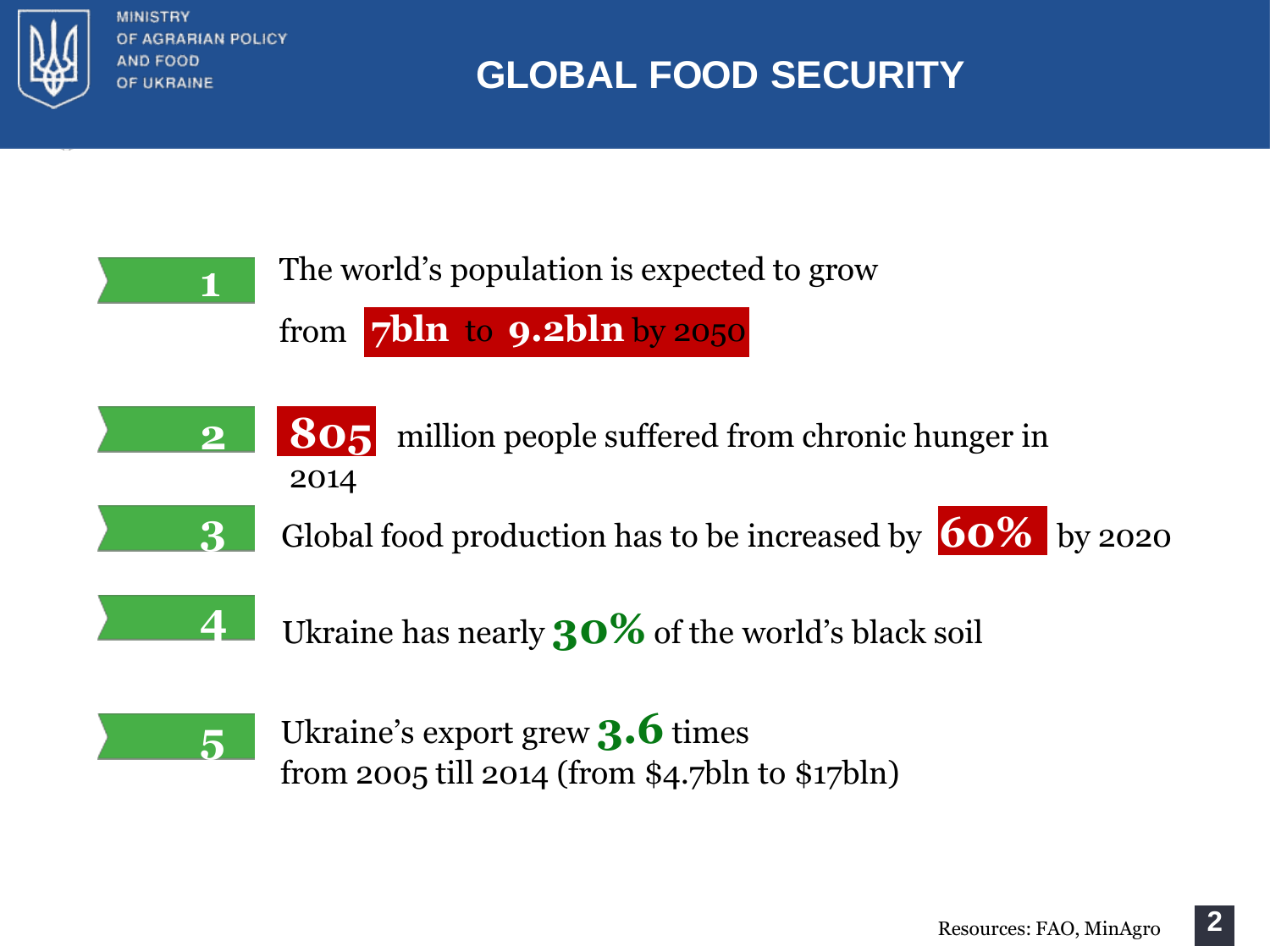MINISTRY OF AGRARIAN POLICY AND FOOD OF UKRAINE

# GLOBAL FOOD SECURITY

1. The world's population is expected to grow from **7bln** to **9.2bln** by 2050
2. **805** million people suffered from chronic hunger in 2014
3. Global food production has to be increased by **60%** by 2020
4. Ukraine has nearly **30%** of the world's black soil
5. Ukraine's export grew **3.6** times from 2005 till 2014 (from $4.7bln to $17bln)

Resources: FAO, MinAgro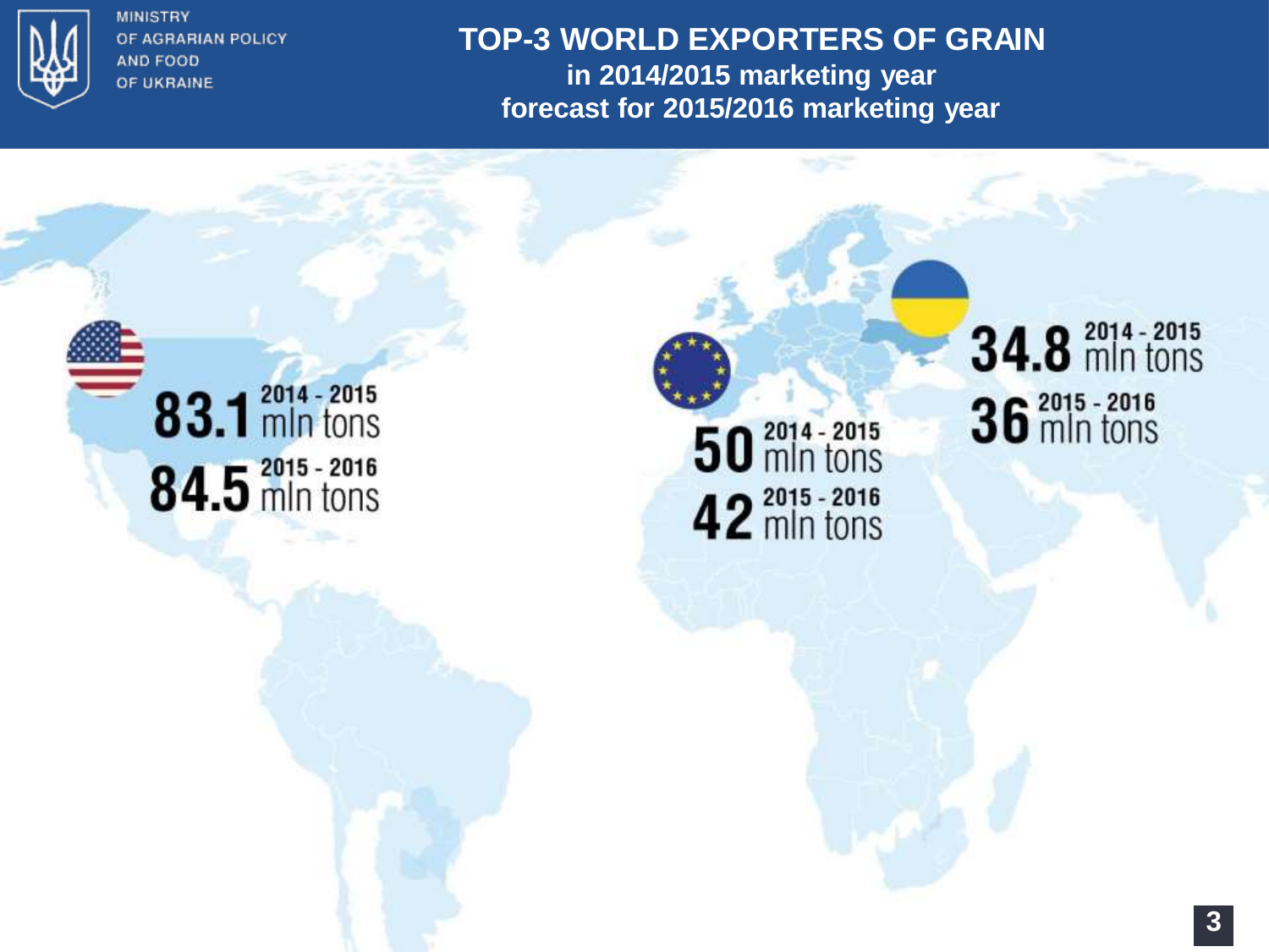MINISTRY OF AGRARIAN POLICY AND FOOD OF UKRAINE

# TOP-3 WORLD EXPORTERS OF GRAIN

## in 2014/2015 marketing year
## forecast for 2015/2016 marketing year

**USA**
- **83.1** mln tons — 2014 - 2015
- **84.5** mln tons — 2015 - 2016

**EU**
- **50** mln tons — 2014 - 2015
- **42** mln tons — 2015 - 2016

**Ukraine**
- **34.8** mln tons — 2014 - 2015
- **36** mln tons — 2015 - 2016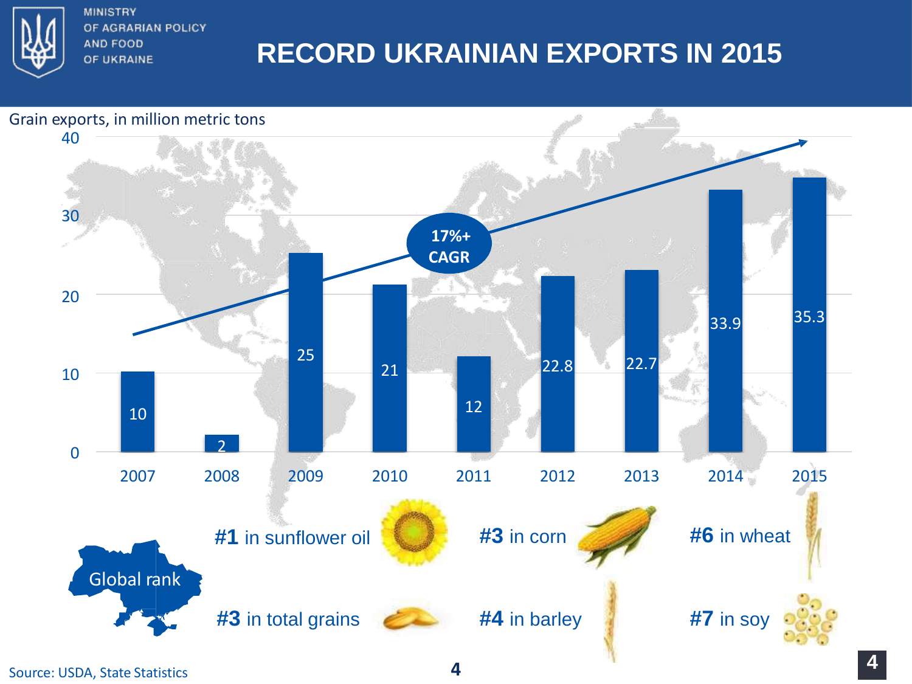MINISTRY OF AGRARIAN POLICY AND FOOD OF UKRAINE

# RECORD UKRAINIAN EXPORTS IN 2015

Grain exports, in million metric tons

| Year | Grain exports (million metric tons) |
|---|---|
| 2007 | 10 |
| 2008 | 2 |
| 2009 | 25 |
| 2010 | 21 |
| 2011 | 12 |
| 2012 | 22.8 |
| 2013 | 22.7 |
| 2014 | 33.9 |
| 2015 | 35.3 |

17%+ CAGR

Global rank

- **#1** in sunflower oil
- **#3** in corn
- **#6** in wheat
- **#3** in total grains
- **#4** in barley
- **#7** in soy

Source: USDA, State Statistics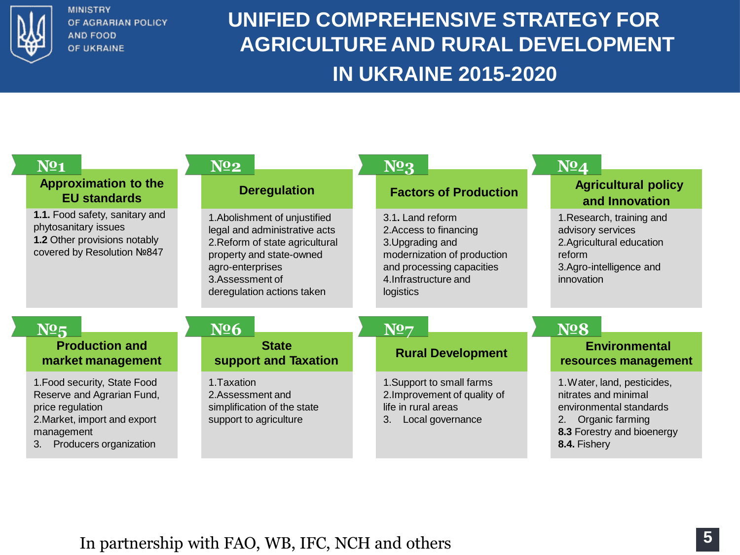MINISTRY OF AGRARIAN POLICY AND FOOD OF UKRAINE

# UNIFIED COMPREHENSIVE STRATEGY FOR AGRICULTURE AND RURAL DEVELOPMENT IN UKRAINE 2015-2020

## №1 Approximation to the EU standards

**1.1.** Food safety, sanitary and phytosanitary issues
**1.2** Other provisions notably covered by Resolution №847

## №2 Deregulation

1.Abolishment of unjustified legal and administrative acts
2.Reform of state agricultural property and state-owned agro-enterprises
3.Assessment of deregulation actions taken

## №3 Factors of Production

3.1**.** Land reform
2.Access to financing
3.Upgrading and modernization of production and processing capacities
4.Infrastructure and logistics

## №4 Agricultural policy and Innovation

1.Research, training and advisory services
2.Agricultural education reform
3.Agro-intelligence and innovation

## №5 Production and market management

1.Food security, State Food Reserve and Agrarian Fund, price regulation
2.Market, import and export management
3. Producers organization

## №6 State support and Taxation

1.Taxation
2.Assessment and simplification of the state support to agriculture

## №7 Rural Development

1.Support to small farms
2.Improvement of quality of life in rural areas
3. Local governance

## №8 Environmental resources management

1.Water, land, pesticides, nitrates and minimal environmental standards
2. Organic farming
**8.3** Forestry and bioenergy
**8.4.** Fishery

In partnership with FAO, WB, IFC, NCH and others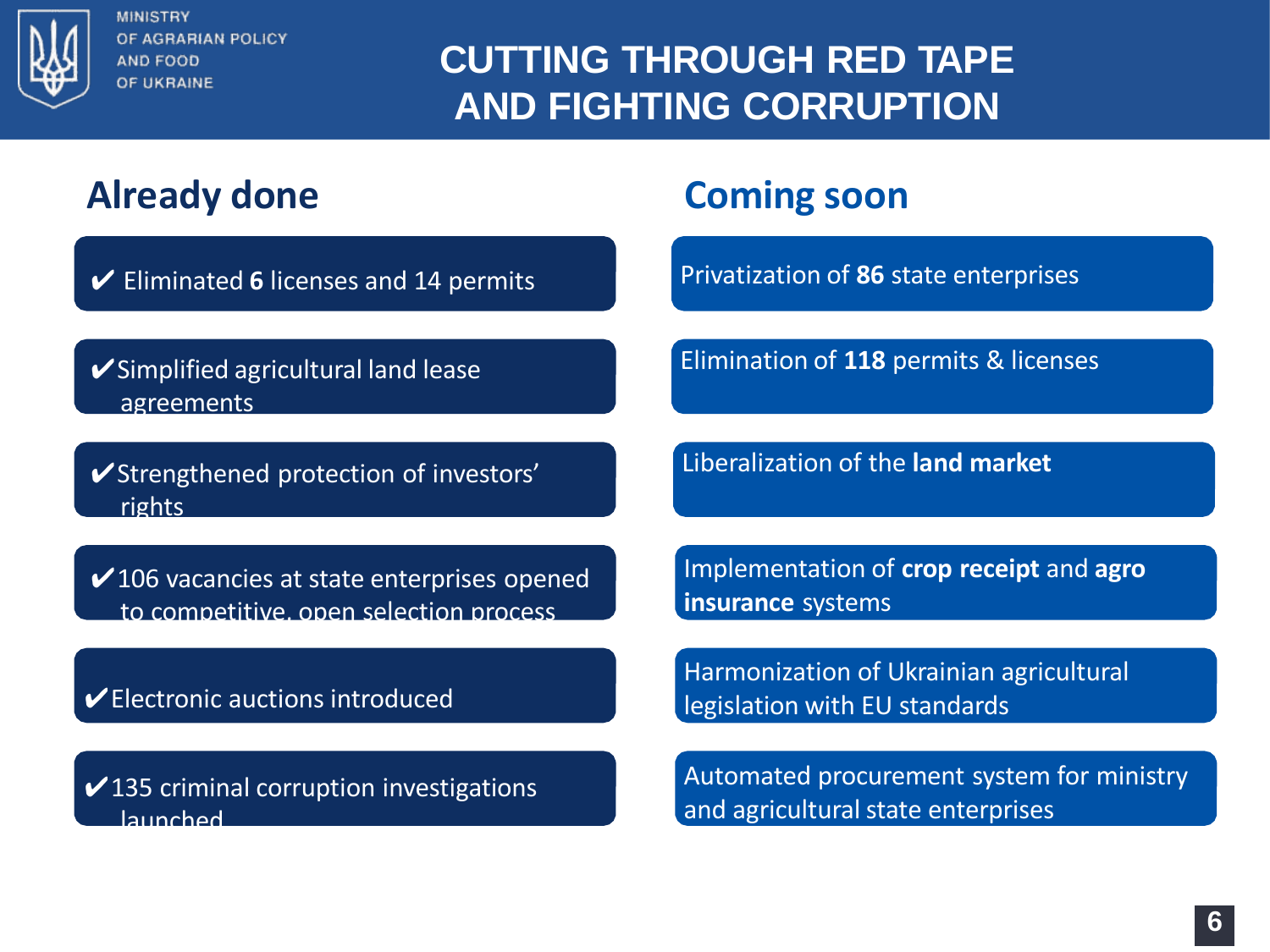MINISTRY OF AGRARIAN POLICY AND FOOD OF UKRAINE

# CUTTING THROUGH RED TAPE AND FIGHTING CORRUPTION

## Already done

- ✔ Eliminated **6** licenses and 14 permits
- ✔ Simplified agricultural land lease agreements
- ✔ Strengthened protection of investors' rights
- ✔ 106 vacancies at state enterprises opened to competitive, open selection process
- ✔ Electronic auctions introduced
- ✔ 135 criminal corruption investigations launched

## Coming soon

- Privatization of **86** state enterprises
- Elimination of **118** permits & licenses
- Liberalization of the **land market**
- Implementation of **crop receipt** and **agro insurance** systems
- Harmonization of Ukrainian agricultural legislation with EU standards
- Automated procurement system for ministry and agricultural state enterprises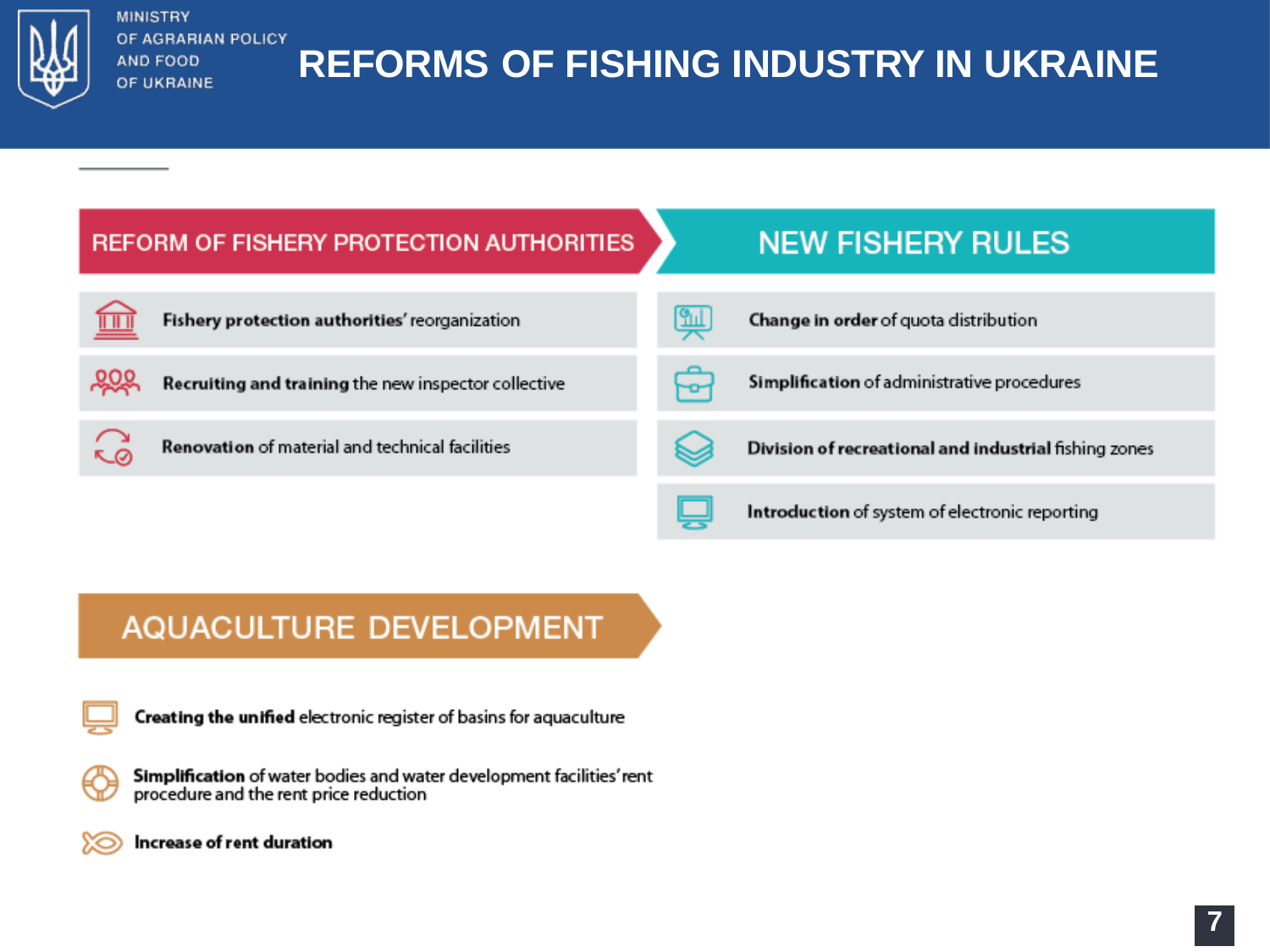# REFORMS OF FISHING INDUSTRY IN UKRAINE

## REFORM OF FISHERY PROTECTION AUTHORITIES

- **Fishery protection authorities'** reorganization
- **Recruiting and training** the new inspector collective
- **Renovation** of material and technical facilities

## NEW FISHERY RULES

- **Change in order** of quota distribution
- **Simplification** of administrative procedures
- **Division of recreational and industrial** fishing zones
- **Introduction** of system of electronic reporting

## AQUACULTURE DEVELOPMENT

- **Creating the unified** electronic register of basins for aquaculture
- **Simplification** of water bodies and water development facilities' rent procedure and the rent price reduction
- **Increase of rent duration**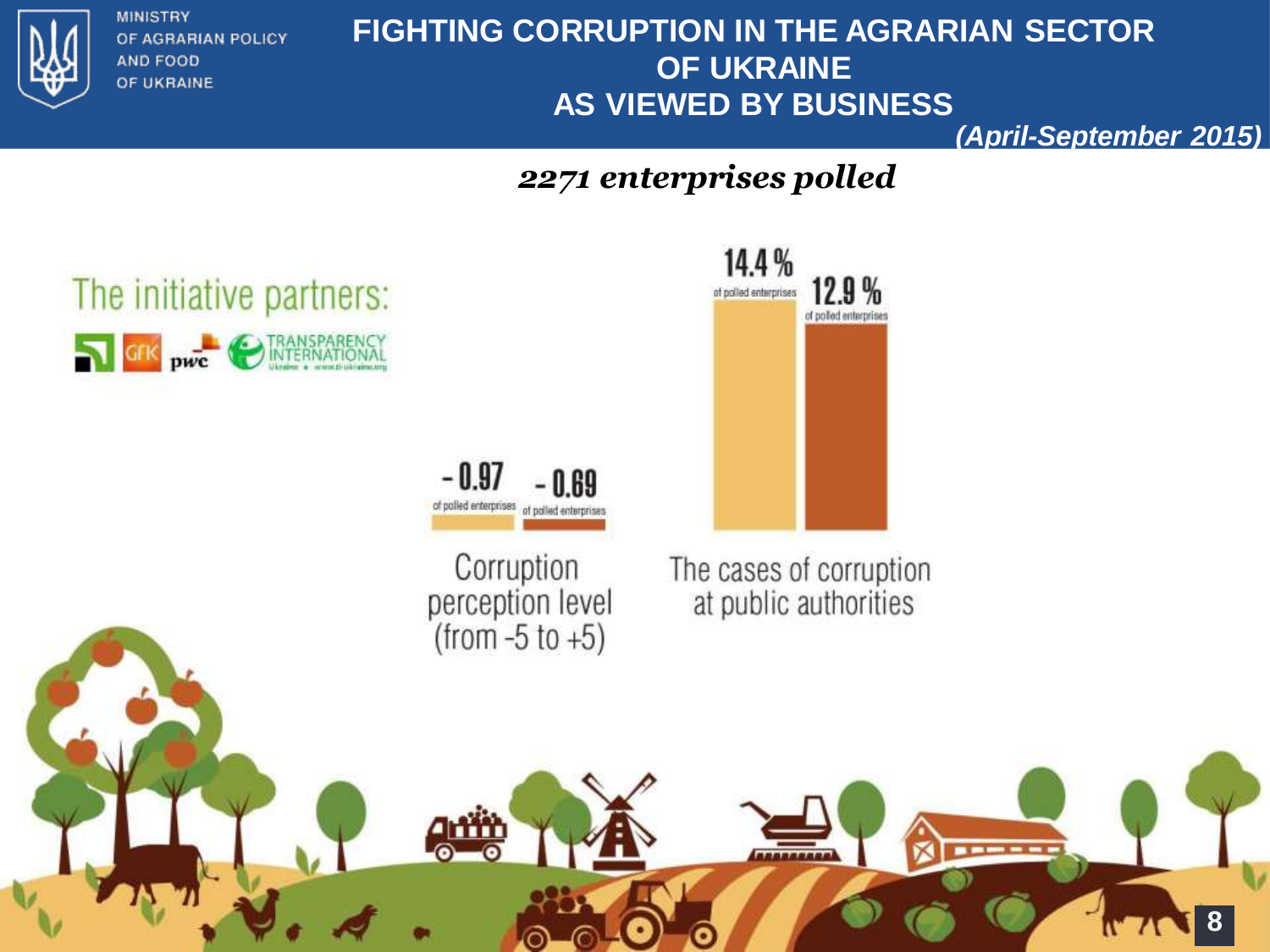MINISTRY OF AGRARIAN POLICY AND FOOD OF UKRAINE

# FIGHTING CORRUPTION IN THE AGRARIAN SECTOR OF UKRAINE AS VIEWED BY BUSINESS

***(April-September 2015)***

***2271 enterprises polled***

The initiative partners:

GfK pwc TRANSPARENCY INTERNATIONAL Ukraine • www.ti-ukraine.org

- 0.97 of polled enterprises

- 0.69 of polled enterprises

Corruption perception level (from -5 to +5)

14.4 % of polled enterprises

12.9 % of polled enterprises

The cases of corruption at public authorities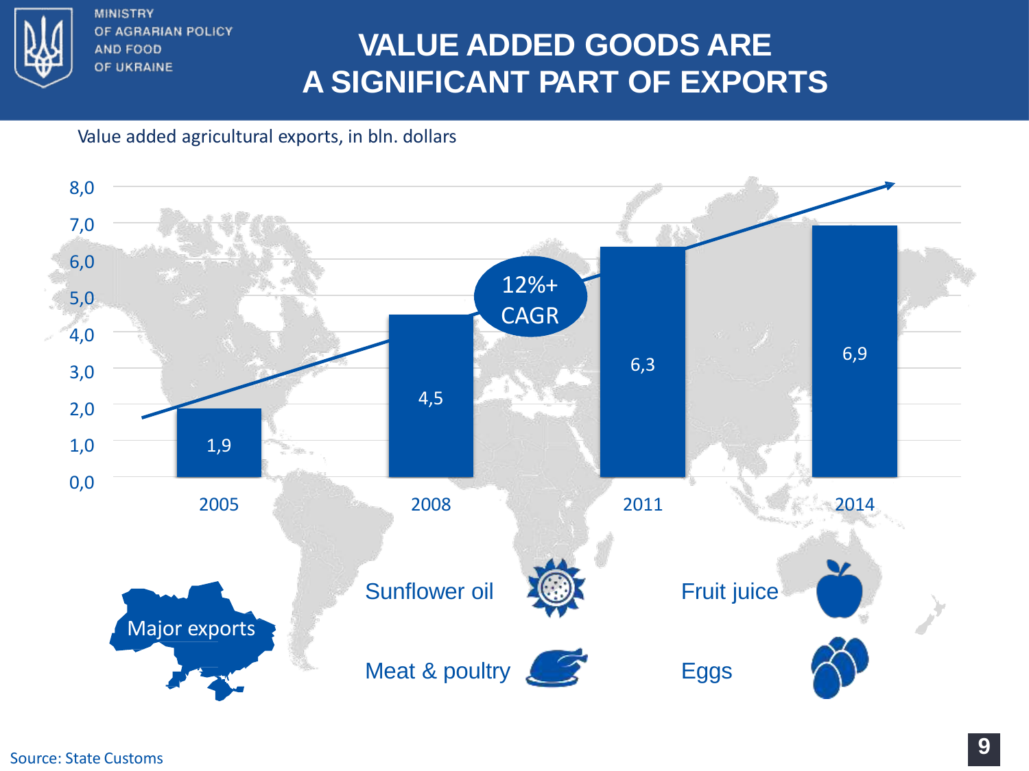# VALUE ADDED GOODS ARE A SIGNIFICANT PART OF EXPORTS

Value added agricultural exports, in bln. dollars

| Year | Value |
|---|---|
| 2005 | 1,9 |
| 2008 | 4,5 |
| 2011 | 6,3 |
| 2014 | 6,9 |

12%+ CAGR

**Major exports**

- Sunflower oil
- Fruit juice
- Meat & poultry
- Eggs

Source: State Customs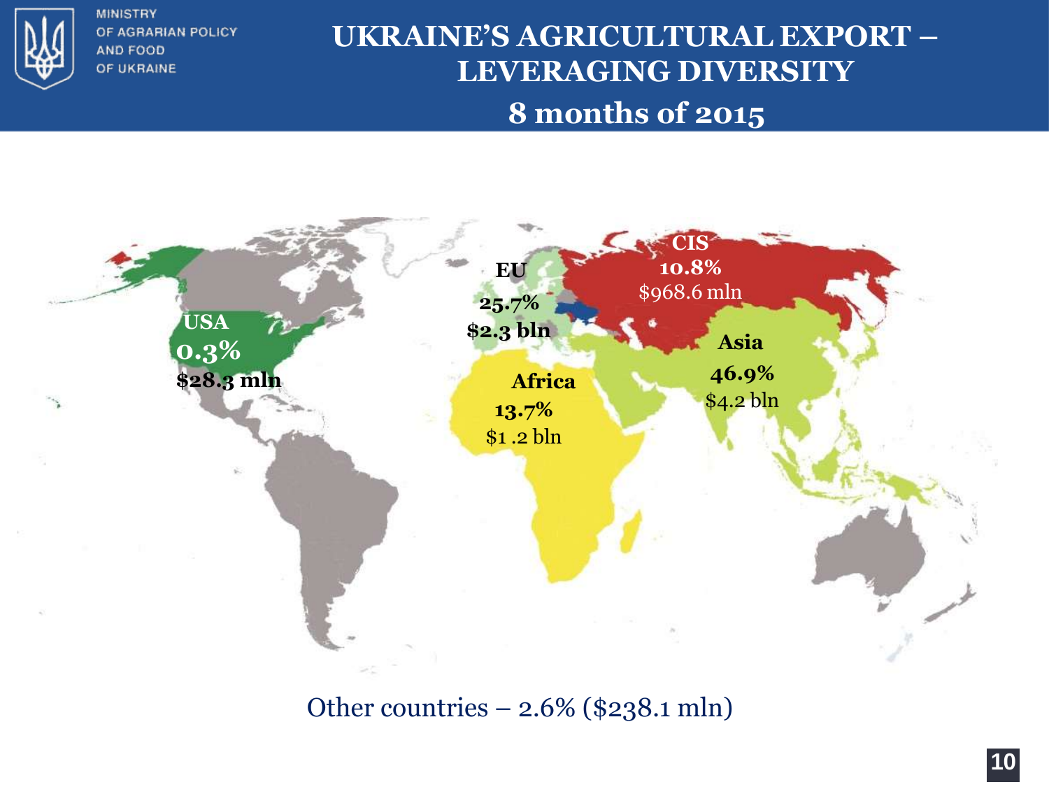# UKRAINE'S AGRICULTURAL EXPORT – LEVERAGING DIVERSITY

## 8 months of 2015

**USA**
**0.3%**
**$28.3 mln**

**EU**
**25.7%**
**$2.3 bln**

**CIS**
**10.8%**
$968.6 mln

**Africa**
**13.7%**
$1 .2 bln

**Asia**
**46.9%**
$4.2 bln

Other countries – 2.6% ($238.1 mln)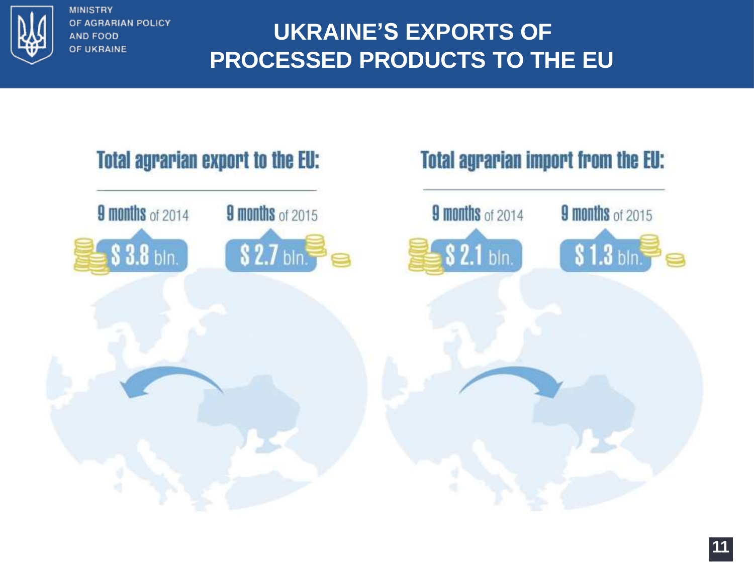# UKRAINE'S EXPORTS OF PROCESSED PRODUCTS TO THE EU

## Total agrarian export to the EU:

9 months of 2014 — $ 3.8 bln.

9 months of 2015 — $ 2.7 bln.

## Total agrarian import from the EU:

9 months of 2014 — $ 2.1 bln.

9 months of 2015 — $ 1.3 bln.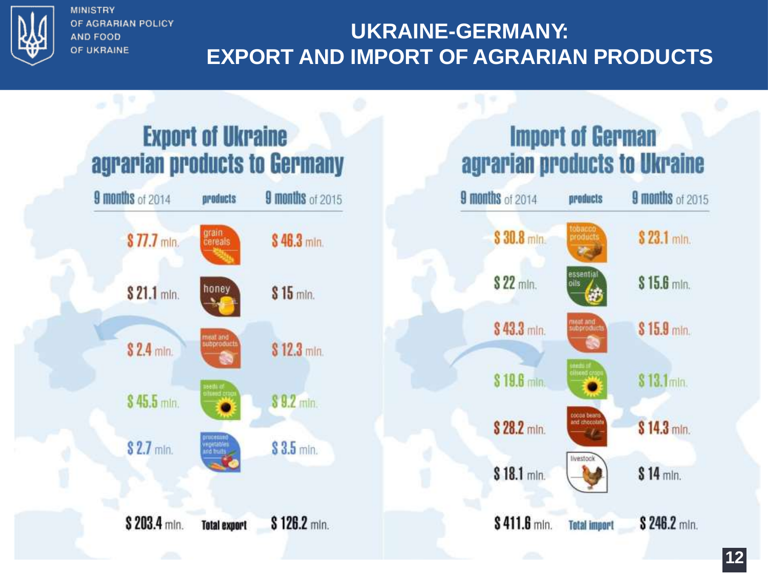# UKRAINE-GERMANY: EXPORT AND IMPORT OF AGRARIAN PRODUCTS

## Export of Ukraine agrarian products to Germany

| 9 months of 2014 | products | 9 months of 2015 |
|---|---|---|
| $ 77.7 mln. | grain cereals | $ 46.3 mln. |
| $ 21.1 mln. | honey | $ 15 mln. |
| $ 2.4 mln. | meat and subproducts | $ 12.3 mln. |
| $ 45.5 mln. | seeds of oilseed crops | $ 9.2 mln. |
| $ 2.7 mln. | processed vegetables and fruits | $ 3.5 mln. |
| $ 203.4 mln. | Total export | $ 126.2 mln. |

## Import of German agrarian products to Ukraine

| 9 months of 2014 | products | 9 months of 2015 |
|---|---|---|
| $ 30.8 mln. | tobacco products | $ 23.1 mln. |
| $ 22 mln. | essential oils | $ 15.6 mln. |
| $ 43.3 mln. | meat and subproducts | $ 15.9 mln. |
| $ 19.6 mln. | seeds of oilseed crops | $ 13.1 mln. |
| $ 28.2 mln. | cocoa beans and chocolate | $ 14.3 mln. |
| $ 18.1 mln. | livestock | $ 14 mln. |
| $ 411.6 mln. | Total import | $ 246.2 mln. |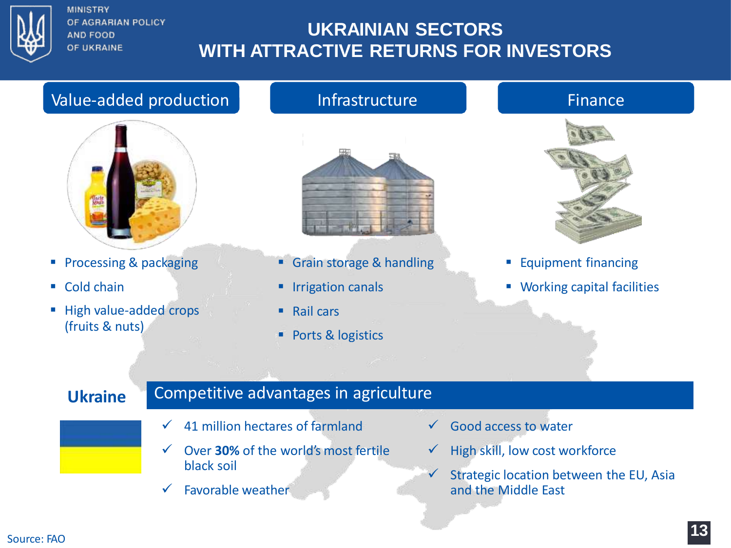# UKRAINIAN SECTORS WITH ATTRACTIVE RETURNS FOR INVESTORS

MINISTRY OF AGRARIAN POLICY AND FOOD OF UKRAINE

## Value-added production

- Processing & packaging
- Cold chain
- High value-added crops (fruits & nuts)

## Infrastructure

- Grain storage & handling
- Irrigation canals
- Rail cars
- Ports & logistics

## Finance

- Equipment financing
- Working capital facilities

## Ukraine – Competitive advantages in agriculture

- ✓ 41 million hectares of farmland
- ✓ Over **30%** of the world's most fertile black soil
- ✓ Favorable weather
- ✓ Good access to water
- ✓ High skill, low cost workforce
- ✓ Strategic location between the EU, Asia and the Middle East

Source: FAO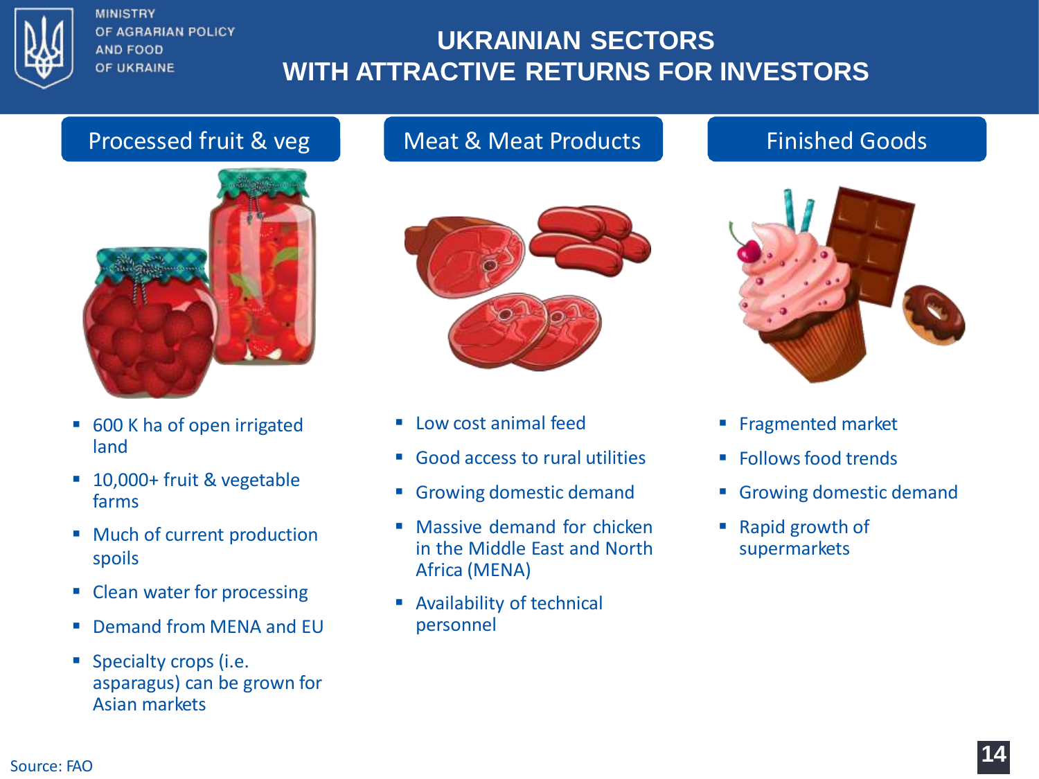# UKRAINIAN SECTORS WITH ATTRACTIVE RETURNS FOR INVESTORS

## Processed fruit & veg

- 600 K ha of open irrigated land
- 10,000+ fruit & vegetable farms
- Much of current production spoils
- Clean water for processing
- Demand from MENA and EU
- Specialty crops (i.e. asparagus) can be grown for Asian markets

## Meat & Meat Products

- Low cost animal feed
- Good access to rural utilities
- Growing domestic demand
- Massive demand for chicken in the Middle East and North Africa (MENA)
- Availability of technical personnel

## Finished Goods

- Fragmented market
- Follows food trends
- Growing domestic demand
- Rapid growth of supermarkets

Source: FAO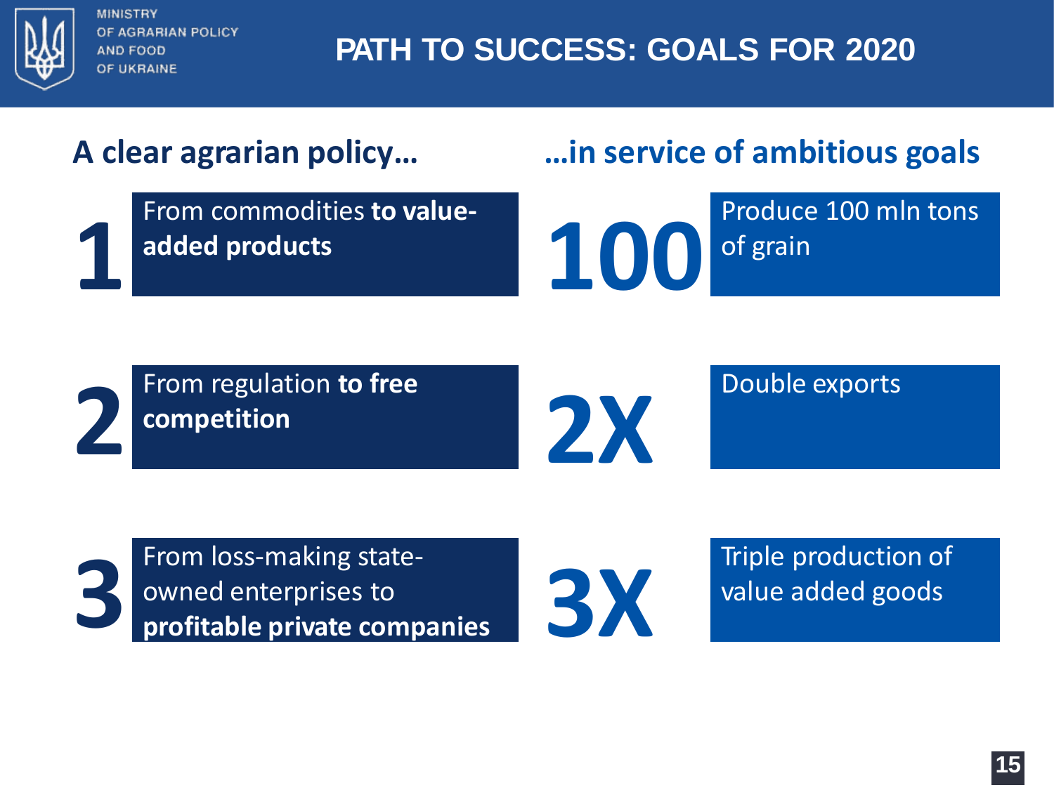MINISTRY OF AGRARIAN POLICY AND FOOD OF UKRAINE

# PATH TO SUCCESS: GOALS FOR 2020

## A clear agrarian policy…

**1** From commodities **to value-added products**

**2** From regulation **to free competition**

**3** From loss-making state-owned enterprises to **profitable private companies**

## …in service of ambitious goals

**100** Produce 100 mln tons of grain

**2X** Double exports

**3X** Triple production of value added goods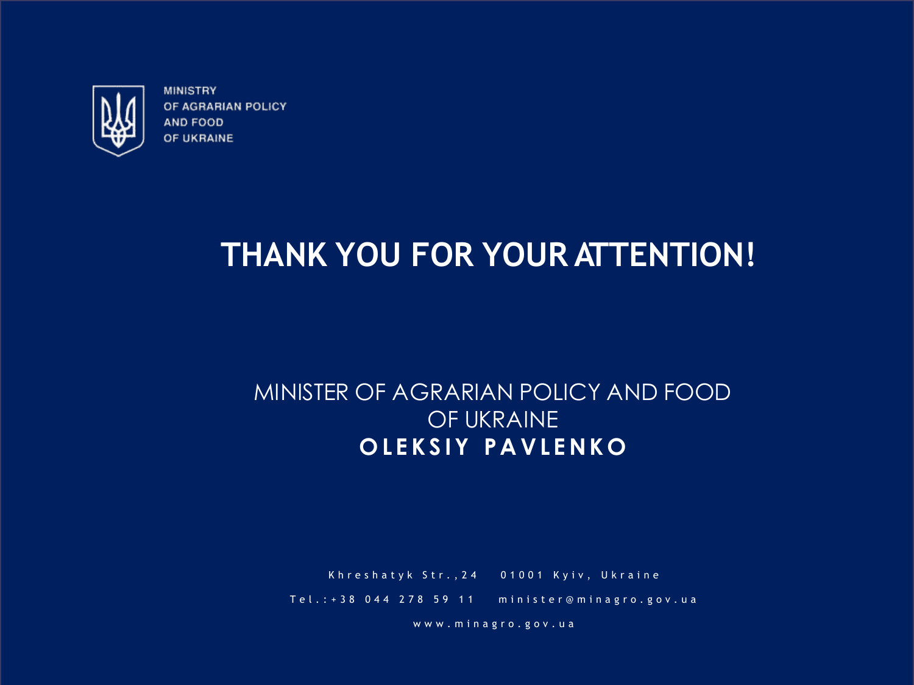MINISTRY
OF AGRARIAN POLICY
AND FOOD
OF UKRAINE

# THANK YOU FOR YOUR ATTENTION!

MINISTER OF AGRARIAN POLICY AND FOOD
OF UKRAINE
**OLEKSIY PAVLENKO**

Khreshatyk Str.,24 01001 Kyiv, Ukraine

Tel.:+38 044 278 59 11 minister@minagro.gov.ua

www.minagro.gov.ua